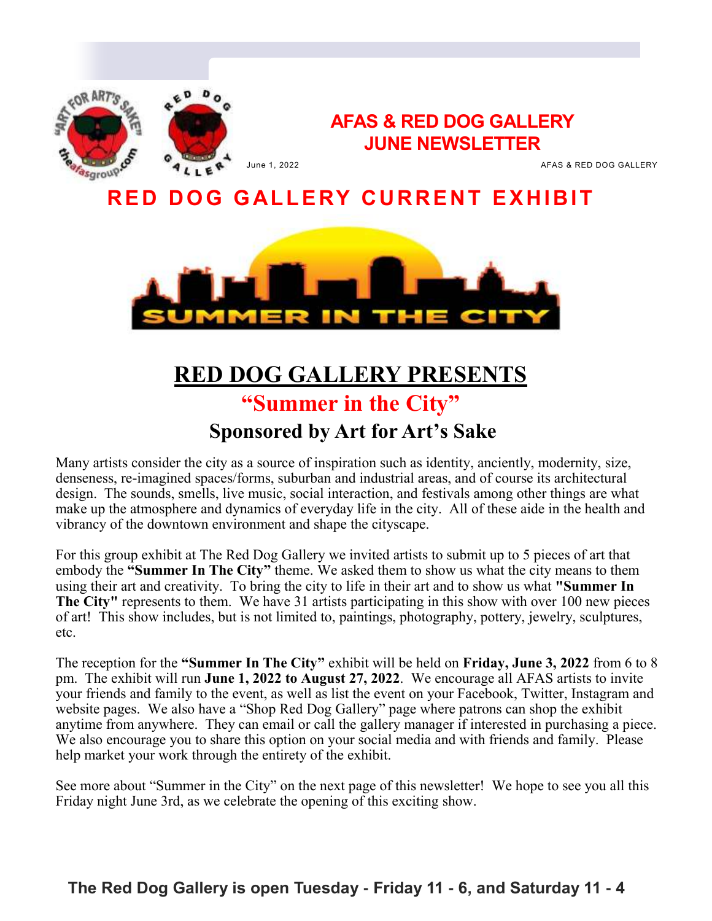# AFAS & RED DOG GALLERY JUNE NEWSLETTER

June 1, 2022

AFAS & RED DOG GALLERY

## RED DOG GALLERY CURRENT EXHIBIT

SUMMER IN THE CITY

# RED DOG GALLERY PRESENTS

## “Summer in the City”

### Sponsored by Art for Art’s Sake

Many artists consider the city as a source of inspiration such as identity, anciently, modernity, size, denseness, re-imagined spaces/forms, suburban and industrial areas, and of course its architectural design. The sounds, smells, live music, social interaction, and festivals among other things are what make up the atmosphere and dynamics of everyday life in the city. All of these aide in the health and vibrancy of the downtown environment and shape the cityscape.

For this group exhibit at The Red Dog Gallery we invited artists to submit up to 5 pieces of art that embody the **“Summer In The City”** theme. We asked them to show us what the city means to them using their art and creativity. To bring the city to life in their art and to show us what **"Summer In The City"** represents to them. We have 31 artists participating in this show with over 100 new pieces of art! This show includes, but is not limited to, paintings, photography, pottery, jewelry, sculptures, etc.

The reception for the **“Summer In The City”** exhibit will be held on **Friday, June 3, 2022** from 6 to 8 pm. The exhibit will run **June 1, 2022 to August 27, 2022**. We encourage all AFAS artists to invite your friends and family to the event, as well as list the event on your Facebook, Twitter, Instagram and website pages. We also have a “Shop Red Dog Gallery” page where patrons can shop the exhibit anytime from anywhere. They can email or call the gallery manager if interested in purchasing a piece. We also encourage you to share this option on your social media and with friends and family. Please help market your work through the entirety of the exhibit.

See more about “Summer in the City” on the next page of this newsletter! We hope to see you all this Friday night June 3rd, as we celebrate the opening of this exciting show.

**The Red Dog Gallery is open Tuesday - Friday 11 - 6, and Saturday 11 - 4**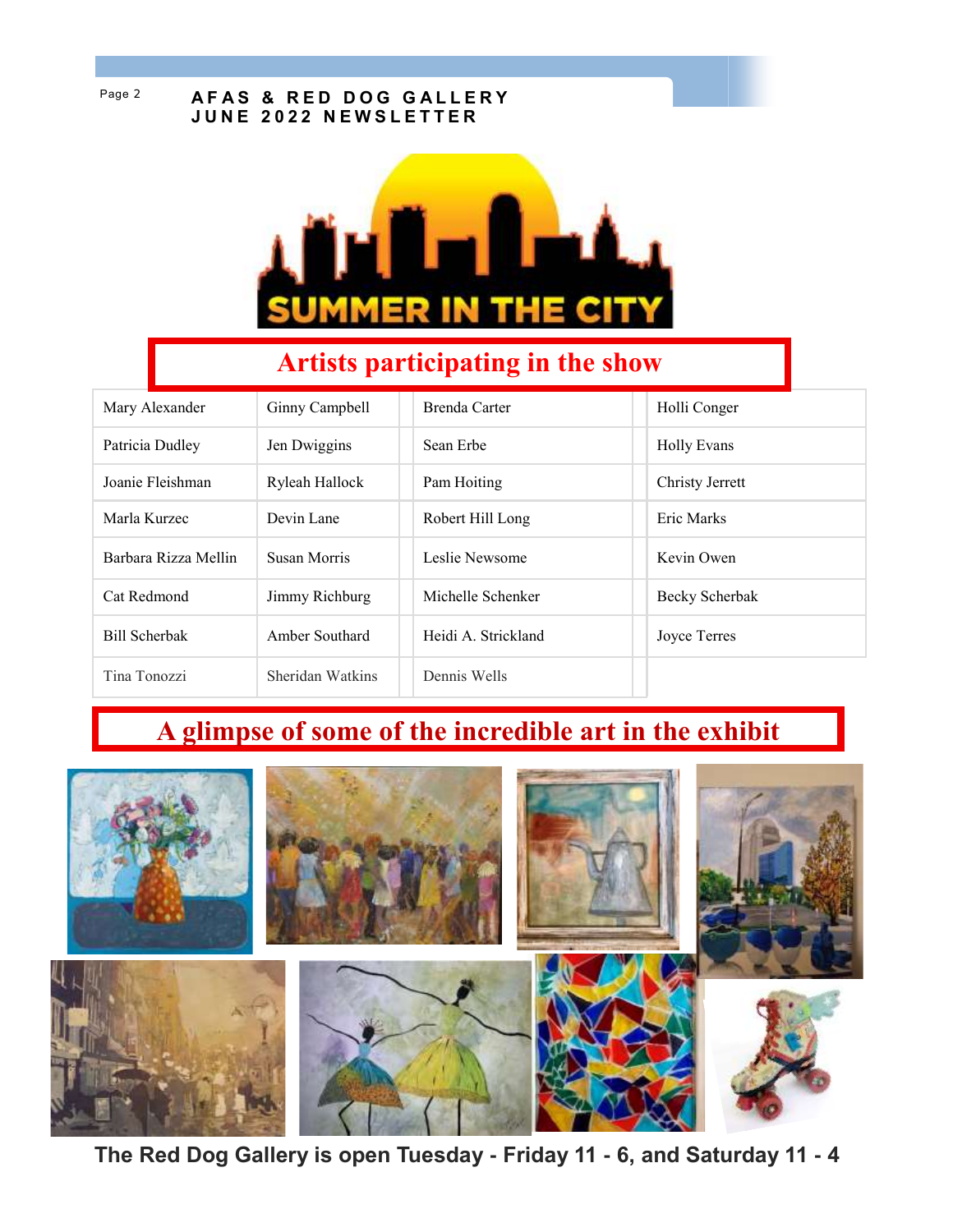SUMMER IN THE CITY

## Artists participating in the show

| | | | |
|---|---|---|---|
| Mary Alexander | Ginny Campbell | Brenda Carter | Holli Conger |
| Patricia Dudley | Jen Dwiggins | Sean Erbe | Holly Evans |
| Joanie Fleishman | Ryleah Hallock | Pam Hoiting | Christy Jerrett |
| Marla Kurzec | Devin Lane | Robert Hill Long | Eric Marks |
| Barbara Rizza Mellin | Susan Morris | Leslie Newsome | Kevin Owen |
| Cat Redmond | Jimmy Richburg | Michelle Schenker | Becky Scherbak |
| Bill Scherbak | Amber Southard | Heidi A. Strickland | Joyce Terres |
| Tina Tonozzi | Sheridan Watkins | Dennis Wells | |

## A glimpse of some of the incredible art in the exhibit

**The Red Dog Gallery is open Tuesday - Friday 11 - 6, and Saturday 11 - 4**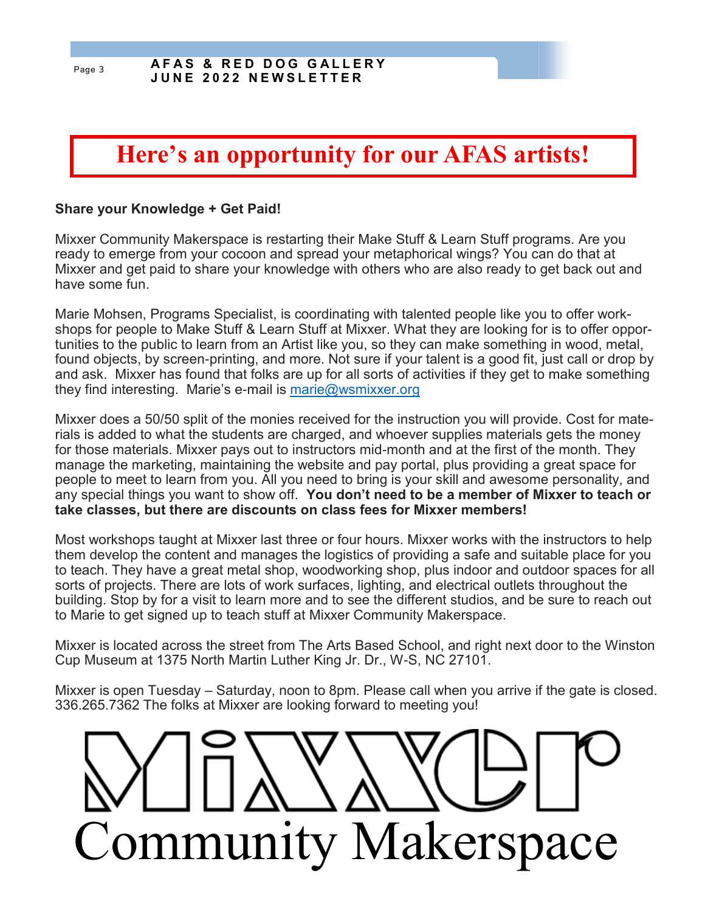# Here's an opportunity for our AFAS artists!

**Share your Knowledge + Get Paid!**

Mixxer Community Makerspace is restarting their Make Stuff & Learn Stuff programs. Are you ready to emerge from your cocoon and spread your metaphorical wings? You can do that at Mixxer and get paid to share your knowledge with others who are also ready to get back out and have some fun.

Marie Mohsen, Programs Specialist, is coordinating with talented people like you to offer workshops for people to Make Stuff & Learn Stuff at Mixxer. What they are looking for is to offer opportunities to the public to learn from an Artist like you, so they can make something in wood, metal, found objects, by screen-printing, and more. Not sure if your talent is a good fit, just call or drop by and ask. Mixxer has found that folks are up for all sorts of activities if they get to make something they find interesting. Marie's e-mail is marie@wsmixxer.org

Mixxer does a 50/50 split of the monies received for the instruction you will provide. Cost for materials is added to what the students are charged, and whoever supplies materials gets the money for those materials. Mixxer pays out to instructors mid-month and at the first of the month. They manage the marketing, maintaining the website and pay portal, plus providing a great space for people to meet to learn from you. All you need to bring is your skill and awesome personality, and any special things you want to show off. **You don't need to be a member of Mixxer to teach or take classes, but there are discounts on class fees for Mixxer members!**

Most workshops taught at Mixxer last three or four hours. Mixxer works with the instructors to help them develop the content and manages the logistics of providing a safe and suitable place for you to teach. They have a great metal shop, woodworking shop, plus indoor and outdoor spaces for all sorts of projects. There are lots of work surfaces, lighting, and electrical outlets throughout the building. Stop by for a visit to learn more and to see the different studios, and be sure to reach out to Marie to get signed up to teach stuff at Mixxer Community Makerspace.

Mixxer is located across the street from The Arts Based School, and right next door to the Winston Cup Museum at 1375 North Martin Luther King Jr. Dr., W-S, NC 27101.

Mixxer is open Tuesday – Saturday, noon to 8pm. Please call when you arrive if the gate is closed. 336.265.7362 The folks at Mixxer are looking forward to meeting you!

Mixxer

Community Makerspace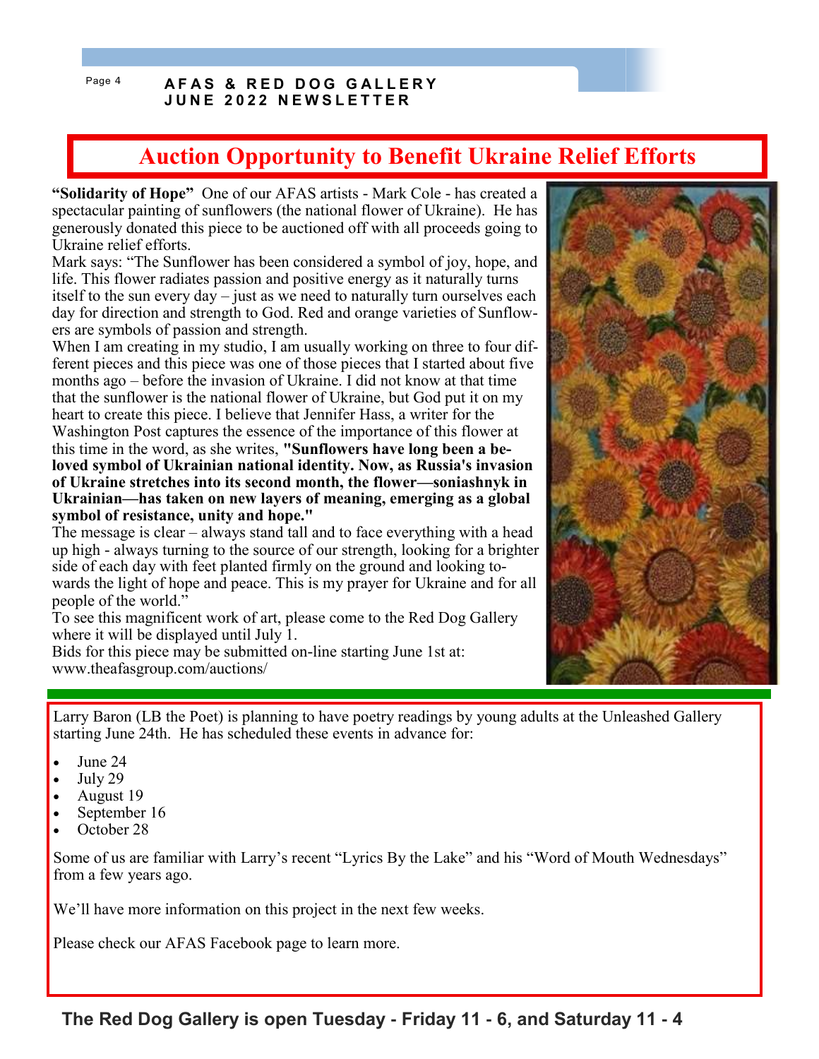# Auction Opportunity to Benefit Ukraine Relief Efforts

**"Solidarity of Hope"** One of our AFAS artists - Mark Cole - has created a spectacular painting of sunflowers (the national flower of Ukraine). He has generously donated this piece to be auctioned off with all proceeds going to Ukraine relief efforts.

Mark says: "The Sunflower has been considered a symbol of joy, hope, and life. This flower radiates passion and positive energy as it naturally turns itself to the sun every day – just as we need to naturally turn ourselves each day for direction and strength to God. Red and orange varieties of Sunflowers are symbols of passion and strength.

When I am creating in my studio, I am usually working on three to four different pieces and this piece was one of those pieces that I started about five months ago – before the invasion of Ukraine. I did not know at that time that the sunflower is the national flower of Ukraine, but God put it on my heart to create this piece. I believe that Jennifer Hass, a writer for the Washington Post captures the essence of the importance of this flower at this time in the word, as she writes, **"Sunflowers have long been a beloved symbol of Ukrainian national identity. Now, as Russia's invasion of Ukraine stretches into its second month, the flower—soniashnyk in Ukrainian—has taken on new layers of meaning, emerging as a global symbol of resistance, unity and hope."**

The message is clear – always stand tall and to face everything with a head up high - always turning to the source of our strength, looking for a brighter side of each day with feet planted firmly on the ground and looking towards the light of hope and peace. This is my prayer for Ukraine and for all people of the world."

To see this magnificent work of art, please come to the Red Dog Gallery where it will be displayed until July 1.

Bids for this piece may be submitted on-line starting June 1st at: www.theafasgroup.com/auctions/

---

Larry Baron (LB the Poet) is planning to have poetry readings by young adults at the Unleashed Gallery starting June 24th. He has scheduled these events in advance for:

- June 24
- July 29
- August 19
- September 16
- October 28

Some of us are familiar with Larry's recent "Lyrics By the Lake" and his "Word of Mouth Wednesdays" from a few years ago.

We'll have more information on this project in the next few weeks.

Please check our AFAS Facebook page to learn more.

**The Red Dog Gallery is open Tuesday - Friday 11 - 6, and Saturday 11 - 4**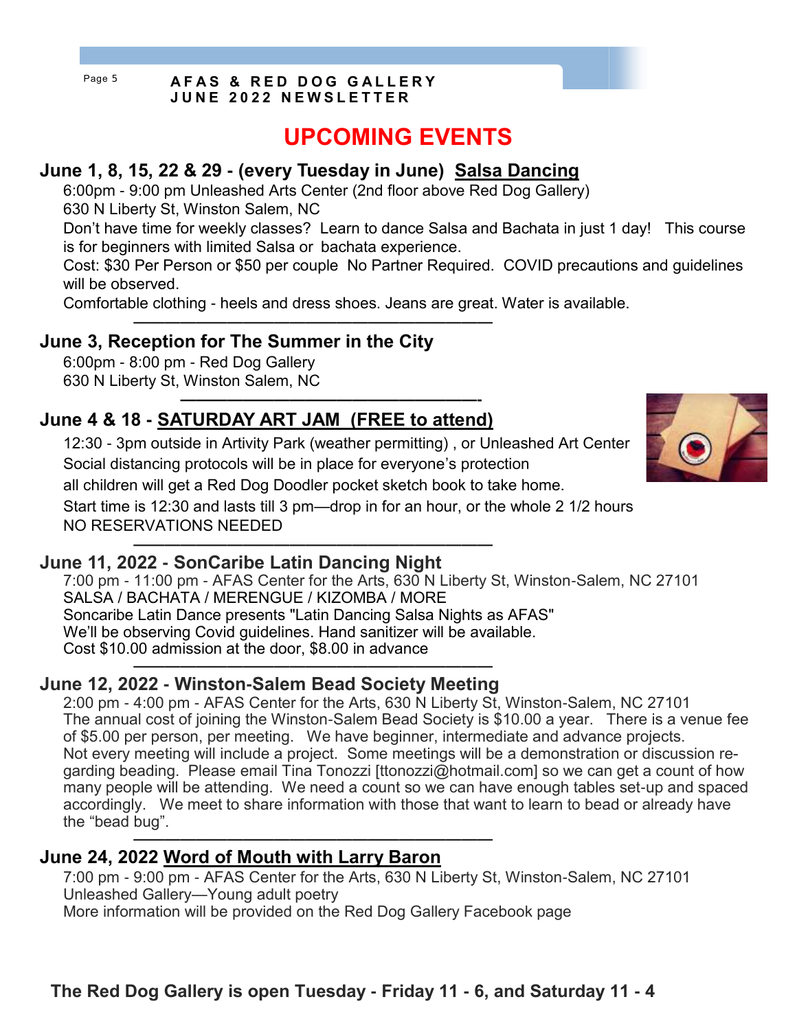# UPCOMING EVENTS

## June 1, 8, 15, 22 & 29 - (every Tuesday in June) Salsa Dancing

6:00pm - 9:00 pm Unleashed Arts Center (2nd floor above Red Dog Gallery)
630 N Liberty St, Winston Salem, NC
Don't have time for weekly classes? Learn to dance Salsa and Bachata in just 1 day! This course is for beginners with limited Salsa or bachata experience.
Cost: $30 Per Person or $50 per couple No Partner Required. COVID precautions and guidelines will be observed.
Comfortable clothing - heels and dress shoes. Jeans are great. Water is available.

---

## June 3, Reception for The Summer in the City

6:00pm - 8:00 pm - Red Dog Gallery
630 N Liberty St, Winston Salem, NC

---

## June 4 & 18 - SATURDAY ART JAM (FREE to attend)

12:30 - 3pm outside in Artivity Park (weather permitting) , or Unleashed Art Center
Social distancing protocols will be in place for everyone's protection
all children will get a Red Dog Doodler pocket sketch book to take home.
Start time is 12:30 and lasts till 3 pm—drop in for an hour, or the whole 2 1/2 hours
NO RESERVATIONS NEEDED

---

## June 11, 2022 - SonCaribe Latin Dancing Night

7:00 pm - 11:00 pm - AFAS Center for the Arts, 630 N Liberty St, Winston-Salem, NC 27101
SALSA / BACHATA / MERENGUE / KIZOMBA / MORE
Soncaribe Latin Dance presents "Latin Dancing Salsa Nights as AFAS"
We'll be observing Covid guidelines. Hand sanitizer will be available.
Cost $10.00 admission at the door, $8.00 in advance

---

## June 12, 2022 - Winston-Salem Bead Society Meeting

2:00 pm - 4:00 pm - AFAS Center for the Arts, 630 N Liberty St, Winston-Salem, NC 27101
The annual cost of joining the Winston-Salem Bead Society is $10.00 a year. There is a venue fee of $5.00 per person, per meeting. We have beginner, intermediate and advance projects. Not every meeting will include a project. Some meetings will be a demonstration or discussion regarding beading. Please email Tina Tonozzi [ttonozzi@hotmail.com] so we can get a count of how many people will be attending. We need a count so we can have enough tables set-up and spaced accordingly. We meet to share information with those that want to learn to bead or already have the "bead bug".

---

## June 24, 2022 Word of Mouth with Larry Baron

7:00 pm - 9:00 pm - AFAS Center for the Arts, 630 N Liberty St, Winston-Salem, NC 27101
Unleashed Gallery—Young adult poetry
More information will be provided on the Red Dog Gallery Facebook page

**The Red Dog Gallery is open Tuesday - Friday 11 - 6, and Saturday 11 - 4**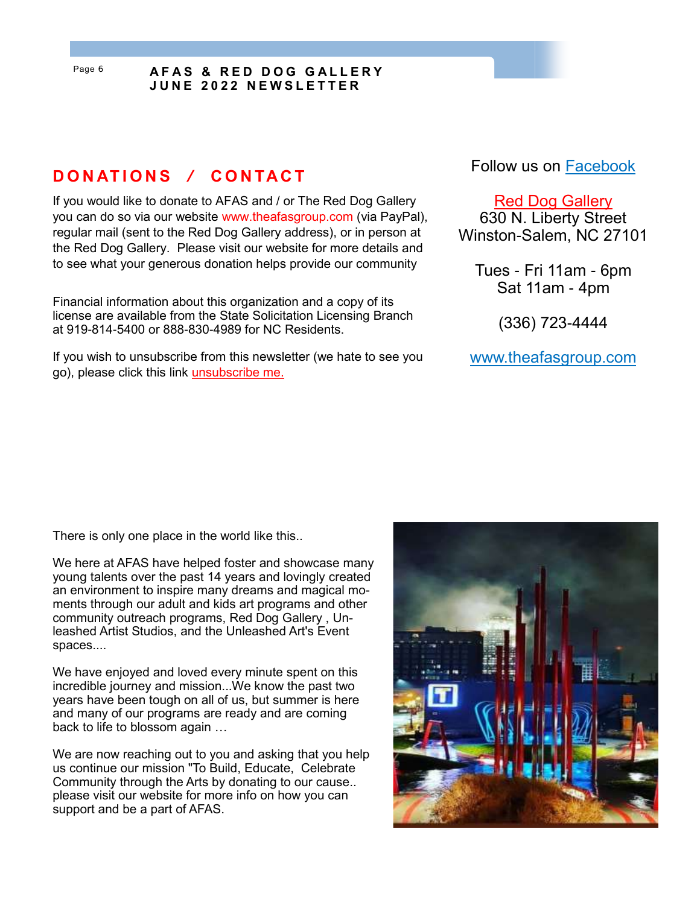## DONATIONS / CONTACT

If you would like to donate to AFAS and / or The Red Dog Gallery you can do so via our website www.theafasgroup.com (via PayPal), regular mail (sent to the Red Dog Gallery address), or in person at the Red Dog Gallery. Please visit our website for more details and to see what your generous donation helps provide our community

Financial information about this organization and a copy of its license are available from the State Solicitation Licensing Branch at 919-814-5400 or 888-830-4989 for NC Residents.

If you wish to unsubscribe from this newsletter (we hate to see you go), please click this link unsubscribe me.

Follow us on Facebook

Red Dog Gallery
630 N. Liberty Street
Winston-Salem, NC 27101

Tues - Fri 11am - 6pm
Sat 11am - 4pm

(336) 723-4444

www.theafasgroup.com

There is only one place in the world like this..

We here at AFAS have helped foster and showcase many young talents over the past 14 years and lovingly created an environment to inspire many dreams and magical moments through our adult and kids art programs and other community outreach programs, Red Dog Gallery , Unleashed Artist Studios, and the Unleashed Art's Event spaces....

We have enjoyed and loved every minute spent on this incredible journey and mission...We know the past two years have been tough on all of us, but summer is here and many of our programs are ready and are coming back to life to blossom again …

We are now reaching out to you and asking that you help us continue our mission "To Build, Educate, Celebrate Community through the Arts by donating to our cause.. please visit our website for more info on how you can support and be a part of AFAS.